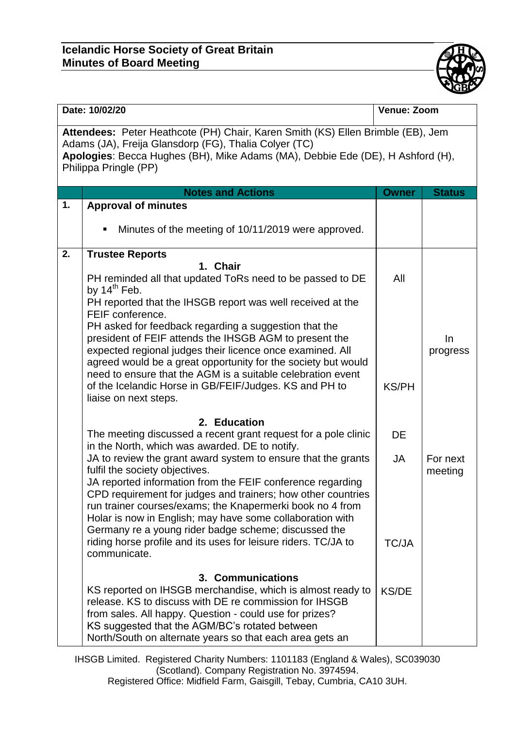**Icelandic Horse Society of Great Britain**
**Minutes of Board Meeting**

| **Date: 10/02/20** | | **Venue: Zoom** | |
|---|---|---|---|
| **Attendees:** Peter Heathcote (PH) Chair, Karen Smith (KS) Ellen Brimble (EB), Jem Adams (JA), Freija Glansdorp (FG), Thalia Colyer (TC) **Apologies**: Becca Hughes (BH), Mike Adams (MA), Debbie Ede (DE), H Ashford (H), Philippa Pringle (PP) | | | |
| | **Notes and Actions** | **Owner** | **Status** |
| **1.** | **Approval of minutes** <br> ▪ Minutes of the meeting of 10/11/2019 were approved. | | |
| **2.** | **Trustee Reports** <br> **1. Chair** <br> PH reminded all that updated ToRs need to be passed to DE by 14th Feb. <br> PH reported that the IHSGB report was well received at the FEIF conference. <br> PH asked for feedback regarding a suggestion that the president of FEIF attends the IHSGB AGM to present the expected regional judges their licence once examined. All agreed would be a great opportunity for the society but would need to ensure that the AGM is a suitable celebration event of the Icelandic Horse in GB/FEIF/Judges. KS and PH to liaise on next steps. | All <br><br> KS/PH | In progress |
| | **2. Education** <br> The meeting discussed a recent grant request for a pole clinic in the North, which was awarded. DE to notify. <br> JA to review the grant award system to ensure that the grants fulfil the society objectives. <br> JA reported information from the FEIF conference regarding CPD requirement for judges and trainers; how other countries run trainer courses/exams; the Knapermerki book no 4 from Holar is now in English; may have some collaboration with Germany re a young rider badge scheme; discussed the riding horse profile and its uses for leisure riders. TC/JA to communicate. | DE <br> JA <br><br> TC/JA | For next meeting |
| | **3. Communications** <br> KS reported on IHSGB merchandise, which is almost ready to release. KS to discuss with DE re commission for IHSGB from sales. All happy. Question - could use for prizes? <br> KS suggested that the AGM/BC's rotated between North/South on alternate years so that each area gets an | KS/DE | |

IHSGB Limited. Registered Charity Numbers: 1101183 (England & Wales), SC039030 (Scotland). Company Registration No. 3974594.
Registered Office: Midfield Farm, Gaisgill, Tebay, Cumbria, CA10 3UH.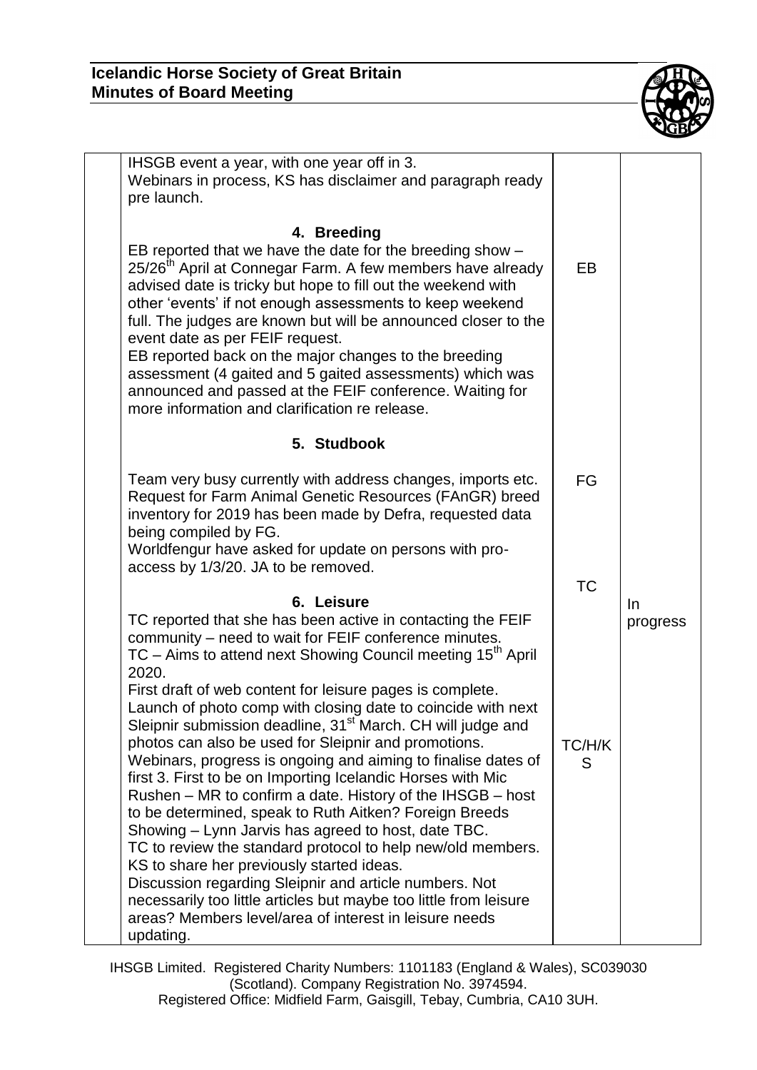| | | | |
|---|---|---|---|
| | IHSGB event a year, with one year off in 3.<br>Webinars in process, KS has disclaimer and paragraph ready pre launch.<br><br>**4. Breeding**<br>EB reported that we have the date for the breeding show – 25/26th April at Connegar Farm. A few members have already advised date is tricky but hope to fill out the weekend with other 'events' if not enough assessments to keep weekend full. The judges are known but will be announced closer to the event date as per FEIF request.<br>EB reported back on the major changes to the breeding assessment (4 gaited and 5 gaited assessments) which was announced and passed at the FEIF conference. Waiting for more information and clarification re release.<br><br>**5. Studbook**<br><br>Team very busy currently with address changes, imports etc. Request for Farm Animal Genetic Resources (FAnGR) breed inventory for 2019 has been made by Defra, requested data being compiled by FG.<br>Worldfengur have asked for update on persons with pro-access by 1/3/20. JA to be removed.<br><br>**6. Leisure**<br>TC reported that she has been active in contacting the FEIF community – need to wait for FEIF conference minutes.<br>TC – Aims to attend next Showing Council meeting 15th April 2020.<br>First draft of web content for leisure pages is complete.<br>Launch of photo comp with closing date to coincide with next Sleipnir submission deadline, 31st March. CH will judge and photos can also be used for Sleipnir and promotions.<br>Webinars, progress is ongoing and aiming to finalise dates of first 3. First to be on Importing Icelandic Horses with Mic Rushen – MR to confirm a date. History of the IHSGB – host to be determined, speak to Ruth Aitken? Foreign Breeds Showing – Lynn Jarvis has agreed to host, date TBC.<br>TC to review the standard protocol to help new/old members. KS to share her previously started ideas.<br>Discussion regarding Sleipnir and article numbers. Not necessarily too little articles but maybe too little from leisure areas? Members level/area of interest in leisure needs updating. | EB<br><br>FG<br><br>TC<br><br>TC/H/KS | In progress |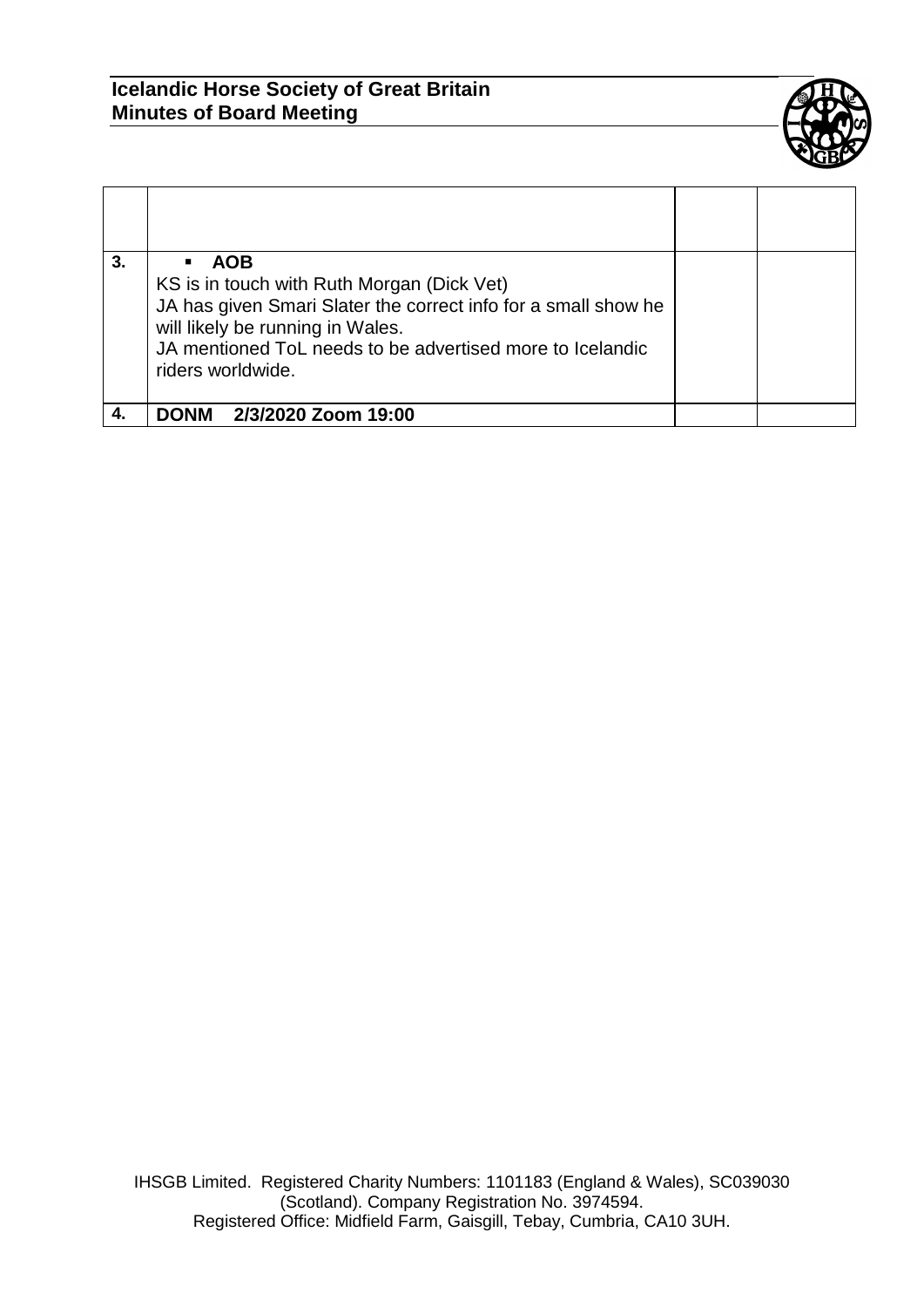| | | | |
|---|---|---|---|
| | | | |
| 3. | ▪ **AOB**<br>KS is in touch with Ruth Morgan (Dick Vet)<br>JA has given Smari Slater the correct info for a small show he will likely be running in Wales.<br>JA mentioned ToL needs to be advertised more to Icelandic riders worldwide. | | |
| 4. | **DONM 2/3/2020 Zoom 19:00** | | |